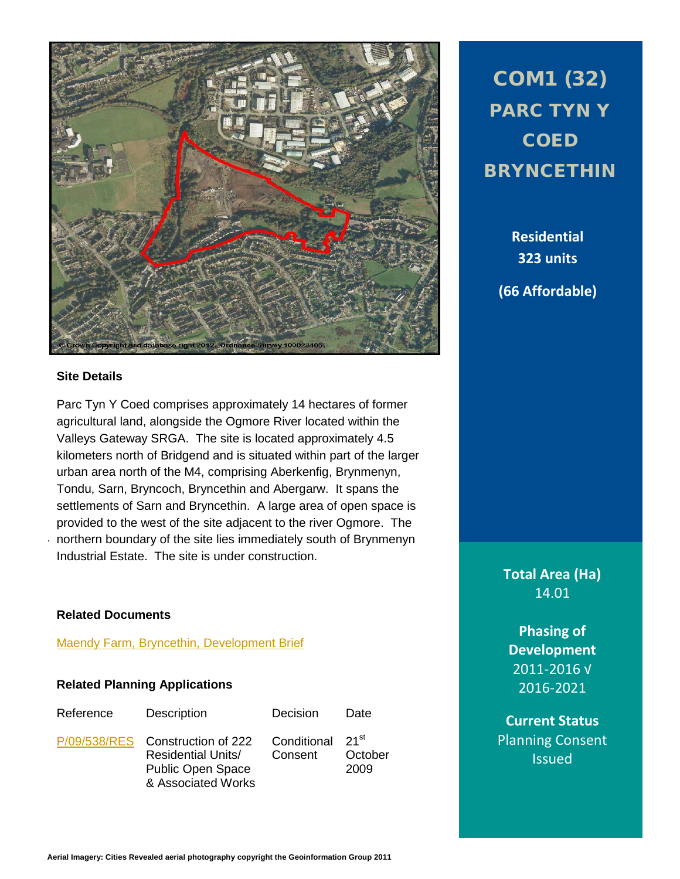# COM1 (32) PARC TYN Y COED BRYNCETHIN

**Residential 323 units**

**(66 Affordable)**

## Site Details

Parc Tyn Y Coed comprises approximately 14 hectares of former agricultural land, alongside the Ogmore River located within the Valleys Gateway SRGA. The site is located approximately 4.5 kilometers north of Bridgend and is situated within part of the larger urban area north of the M4, comprising Aberkenfig, Brynmenyn, Tondu, Sarn, Bryncoch, Bryncethin and Abergarw. It spans the settlements of Sarn and Bryncethin. A large area of open space is provided to the west of the site adjacent to the river Ogmore. The northern boundary of the site lies immediately south of Brynmenyn Industrial Estate. The site is under construction.

## Related Documents

Maendy Farm, Bryncethin, Development Brief

## Related Planning Applications

| Reference | Description | Decision | Date |
|---|---|---|---|
| P/09/538/RES | Construction of 222 Residential Units/ Public Open Space & Associated Works | Conditional Consent | 21st October 2009 |

**Total Area (Ha)**
14.01

**Phasing of Development**
2011-2016 √
2016-2021

**Current Status**
Planning Consent Issued

Aerial Imagery: Cities Revealed aerial photography copyright the Geoinformation Group 2011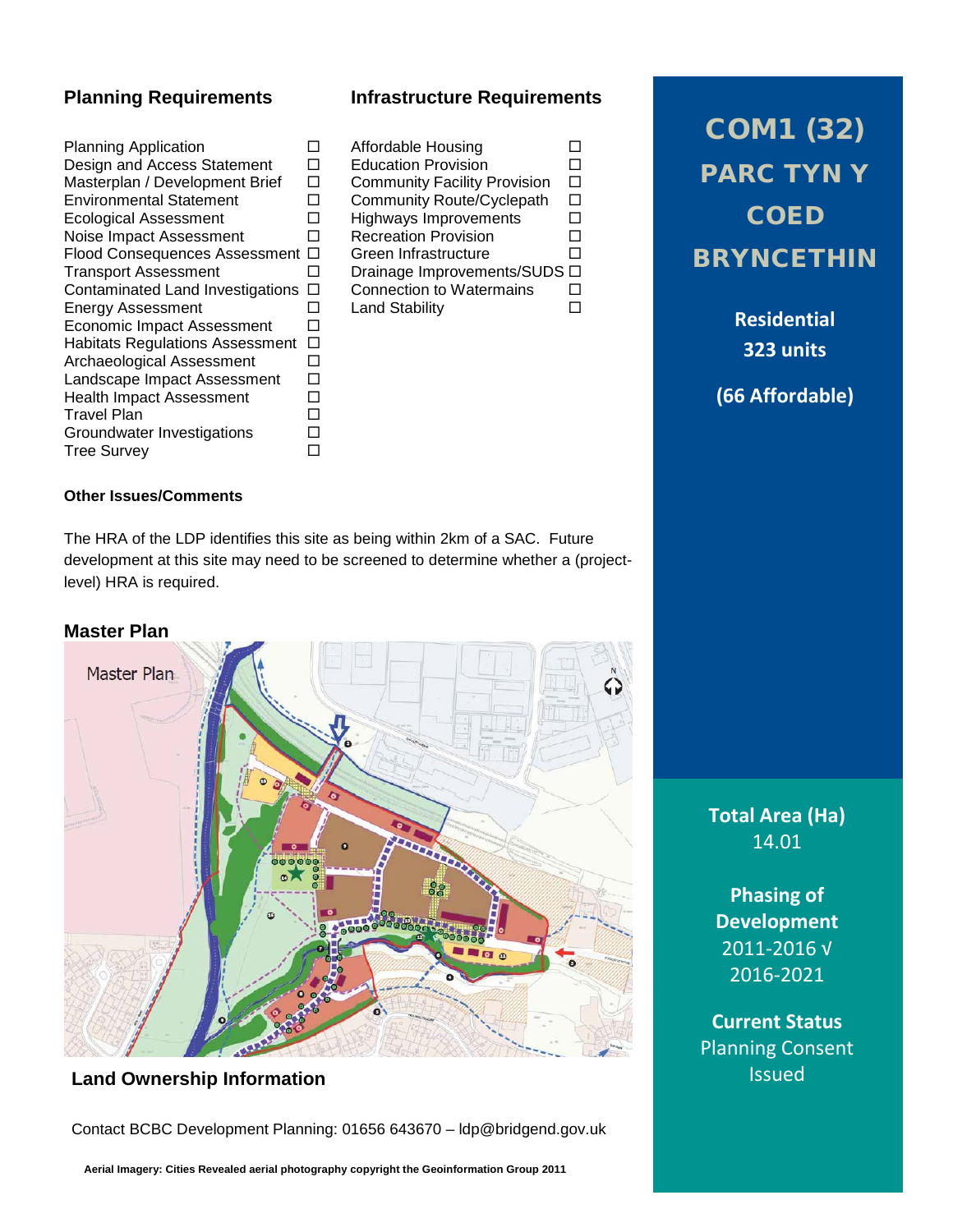## Planning Requirements

- Planning Application ☐
- Design and Access Statement ☐
- Masterplan / Development Brief ☐
- Environmental Statement ☐
- Ecological Assessment ☐
- Noise Impact Assessment ☐
- Flood Consequences Assessment ☐
- Transport Assessment ☐
- Contaminated Land Investigations ☐
- Energy Assessment ☐
- Economic Impact Assessment ☐
- Habitats Regulations Assessment ☐
- Archaeological Assessment ☐
- Landscape Impact Assessment ☐
- Health Impact Assessment ☐
- Travel Plan ☐
- Groundwater Investigations ☐
- Tree Survey ☐

## Infrastructure Requirements

- Affordable Housing ☐
- Education Provision ☐
- Community Facility Provision ☐
- Community Route/Cyclepath ☐
- Highways Improvements ☐
- Recreation Provision ☐
- Green Infrastructure ☐
- Drainage Improvements/SUDS ☐
- Connection to Watermains ☐
- Land Stability ☐

#### Other Issues/Comments

The HRA of the LDP identifies this site as being within 2km of a SAC. Future development at this site may need to be screened to determine whether a (project-level) HRA is required.

## Master Plan

Master Plan

## Land Ownership Information

Contact BCBC Development Planning: 01656 643670 – ldp@bridgend.gov.uk

**Aerial Imagery: Cities Revealed aerial photography copyright the Geoinformation Group 2011**

# COM1 (32) PARC TYN Y COED BRYNCETHIN

**Residential**
**323 units**

**(66 Affordable)**

**Total Area (Ha)**
14.01

**Phasing of Development**
2011-2016 √
2016-2021

**Current Status**
Planning Consent Issued